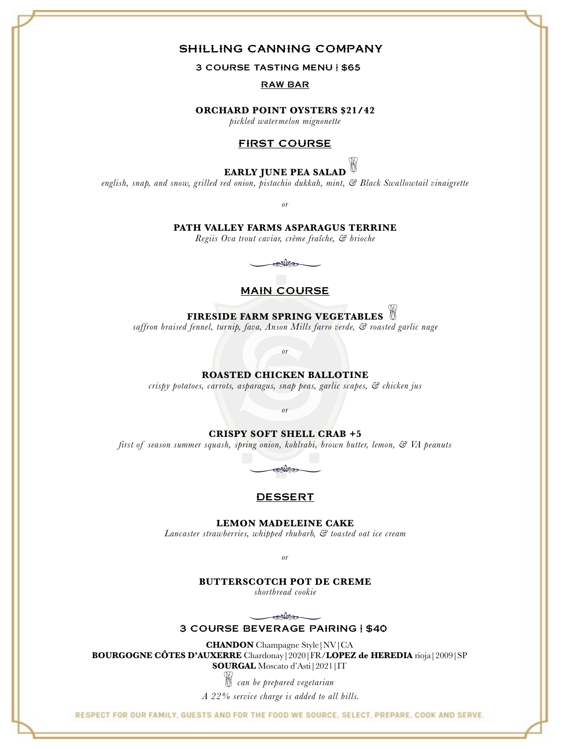# SHILLING CANNING COMPANY

## 3 COURSE TASTING MENU | $65

### RAW BAR

**ORCHARD POINT OYSTERS $21/42**
*pickled watermelon mignonette*

### FIRST COURSE

**EARLY JUNE PEA SALAD** 🥬
*english, snap, and snow, grilled red onion, pistachio dukkah, mint, & Black Swallowtail vinaigrette*

*or*

**PATH VALLEY FARMS ASPARAGUS TERRINE**
*Regiis Ova trout caviar, crème fraîche, & brioche*

### MAIN COURSE

**FIRESIDE FARM SPRING VEGETABLES** 🥬
*saffron braised fennel, turnip, fava, Anson Mills farro verde, & roasted garlic nage*

*or*

**ROASTED CHICKEN BALLOTINE**
*crispy potatoes, carrots, asparagus, snap peas, garlic scapes, & chicken jus*

*or*

**CRISPY SOFT SHELL CRAB +5**
*first of season summer squash, spring onion, kohlrabi, brown butter, lemon, & VA peanuts*

### DESSERT

**LEMON MADELEINE CAKE**
*Lancaster strawberries, whipped rhubarb, & toasted oat ice cream*

*or*

**BUTTERSCOTCH POT DE CREME**
*shortbread cookie*

## 3 COURSE BEVERAGE PAIRING | $40

**CHANDON** Champagne Style|NV|CA
**BOURGOGNE CÔTES D'AUXERRE** Chardonay|2020|FR/**LOPEZ de HEREDIA** rioja|2009|SP
**SOURGAL** Moscato d'Asti|2021|IT

🥬 *can be prepared vegetarian*

*A 22% service charge is added to all bills.*

RESPECT FOR OUR FAMILY, GUESTS AND FOR THE FOOD WE SOURCE, SELECT, PREPARE, COOK AND SERVE.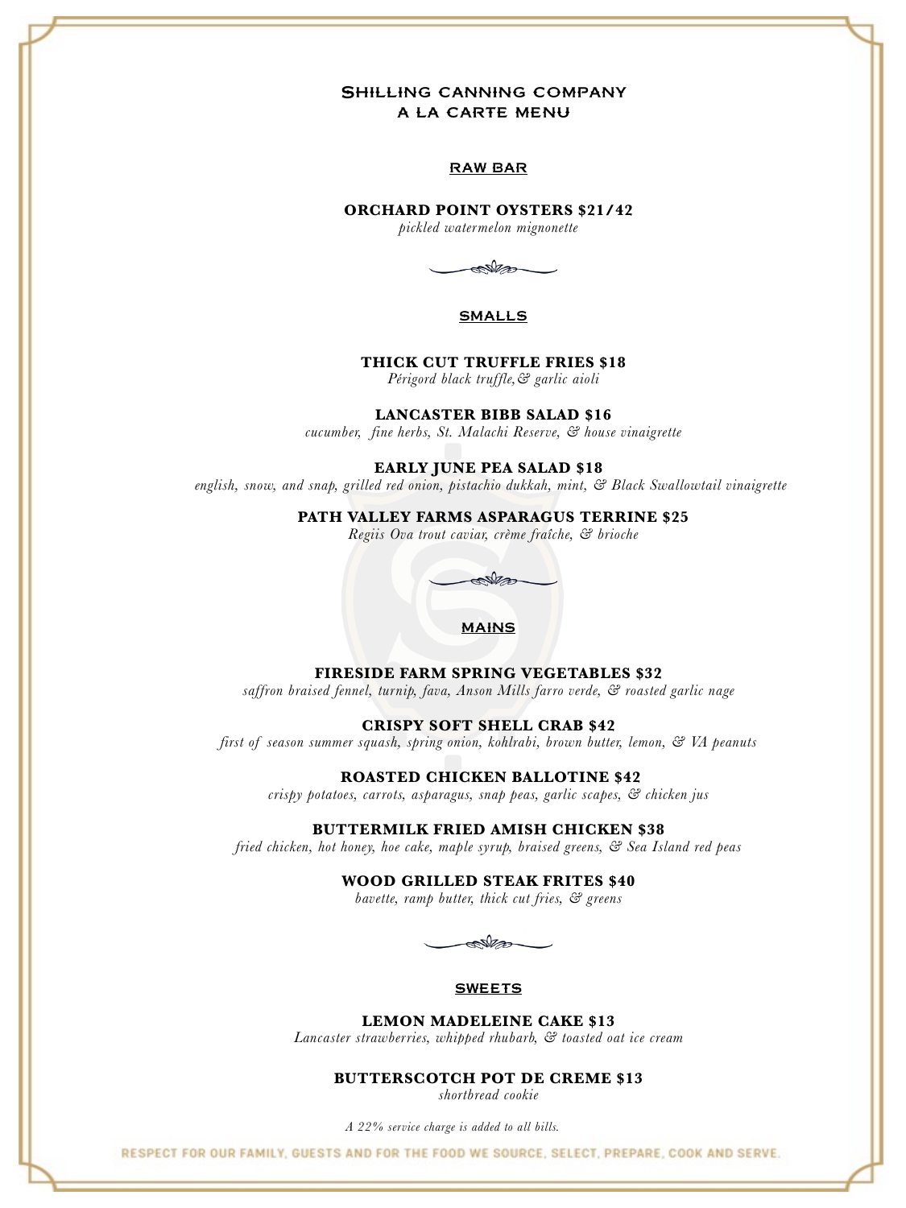# Shilling canning company
# a la carte menu

## RAW BAR

**ORCHARD POINT OYSTERS $21/42**
*pickled watermelon mignonette*

## SMALLS

**THICK CUT TRUFFLE FRIES $18**
*Périgord black truffle,& garlic aioli*

**LANCASTER BIBB SALAD $16**
*cucumber, fine herbs, St. Malachi Reserve, & house vinaigrette*

**EARLY JUNE PEA SALAD $18**
*english, snow, and snap, grilled red onion, pistachio dukkah, mint, & Black Swallowtail vinaigrette*

**PATH VALLEY FARMS ASPARAGUS TERRINE $25**
*Regiis Ova trout caviar, crème fraîche, & brioche*

## MAINS

**FIRESIDE FARM SPRING VEGETABLES $32**
*saffron braised fennel, turnip, fava, Anson Mills farro verde, & roasted garlic nage*

**CRISPY SOFT SHELL CRAB $42**
*first of season summer squash, spring onion, kohlrabi, brown butter, lemon, & VA peanuts*

**ROASTED CHICKEN BALLOTINE $42**
*crispy potatoes, carrots, asparagus, snap peas, garlic scapes, & chicken jus*

**BUTTERMILK FRIED AMISH CHICKEN $38**
*fried chicken, hot honey, hoe cake, maple syrup, braised greens, & Sea Island red peas*

**WOOD GRILLED STEAK FRITES $40**
*bavette, ramp butter, thick cut fries, & greens*

## SWEETS

**LEMON MADELEINE CAKE $13**
*Lancaster strawberries, whipped rhubarb, & toasted oat ice cream*

**BUTTERSCOTCH POT DE CREME $13**
*shortbread cookie*

*A 22% service charge is added to all bills.*

RESPECT FOR OUR FAMILY, GUESTS AND FOR THE FOOD WE SOURCE, SELECT, PREPARE, COOK AND SERVE.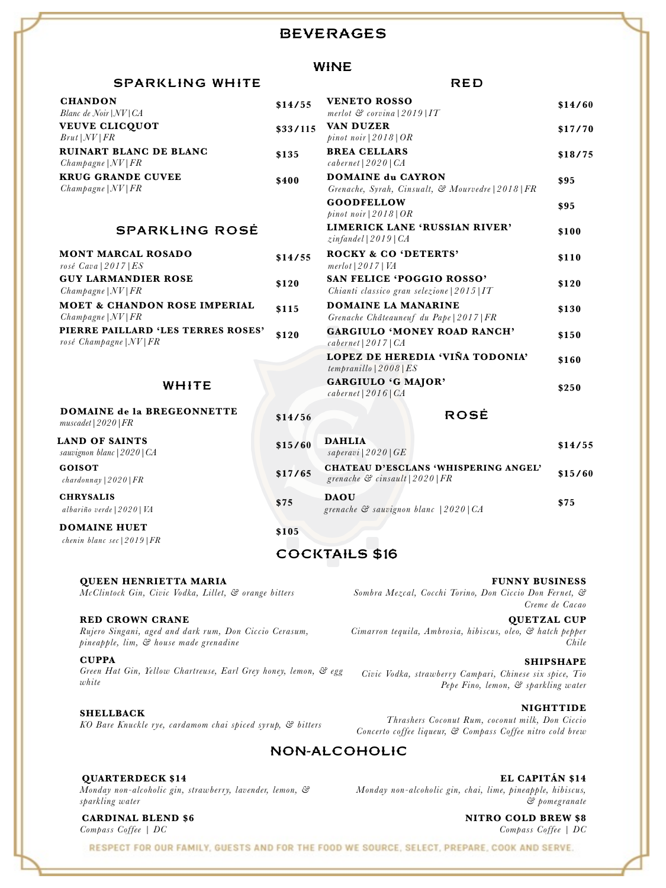# BEVERAGES

## WINE

### SPARKLING WHITE

**CHANDON** — $14/55
*Blanc de Noir | NV | CA*

**VEUVE CLICQUOT** — $33/115
*Brut | NV | FR*

**RUINART BLANC DE BLANC** — $135
*Champagne | NV | FR*

**KRUG GRANDE CUVEE** — $400
*Champagne | NV | FR*

### SPARKLING ROSÉ

**MONT MARCAL ROSADO** — $14/55
*rosé Cava | 2017 | ES*

**GUY LARMANDIER ROSE** — $120
*Champagne | NV | FR*

**MOET & CHANDON ROSE IMPERIAL** — $115
*Champagne | NV | FR*

**PIERRE PAILLARD 'LES TERRES ROSES'** — $120
*rosé Champagne | NV | FR*

### WHITE

**DOMAINE de la BREGEONNETTE** — $14/56
*muscadet | 2020 | FR*

**LAND OF SAINTS** — $15/60
*sauvignon blanc | 2020 | CA*

**GOISOT** — $17/65
*chardonnay | 2020 | FR*

**CHRYSALIS** — $75
*albariño verde | 2020 | VA*

**DOMAINE HUET** — $105
*chenin blanc sec | 2019 | FR*

### RED

**VENETO ROSSO** — $14/60
*merlot & corvina | 2019 | IT*

**VAN DUZER** — $17/70
*pinot noir | 2018 | OR*

**BREA CELLARS** — $18/75
*cabernet | 2020 | CA*

**DOMAINE du CAYRON** — $95
*Grenache, Syrah, Cinsualt, & Mourvedre | 2018 | FR*

**GOODFELLOW** — $95
*pinot noir | 2018 | OR*

**LIMERICK LANE 'RUSSIAN RIVER'** — $100
*zinfandel | 2019 | CA*

**ROCKY & CO 'DETERTS'** — $110
*merlot | 2017 | VA*

**SAN FELICE 'POGGIO ROSSO'** — $120
*Chianti classico gran selezione | 2015 | IT*

**DOMAINE LA MANARINE** — $130
*Grenache Châteauneuf du Pape | 2017 | FR*

**GARGIULO 'MONEY ROAD RANCH'** — $150
*cabernet | 2017 | CA*

**LOPEZ DE HEREDIA 'VIÑA TODONIA'** — $160
*tempranillo | 2008 | ES*

**GARGIULO 'G MAJOR'** — $250
*cabernet | 2016 | CA*

### ROSÉ

**DAHLIA** — $14/55
*saperavi | 2020 | GE*

**CHATEAU D'ESCLANS 'WHISPERING ANGEL'** — $15/60
*grenache & cinsault | 2020 | FR*

**DAOU** — $75
*grenache & sauvignon blanc | 2020 | CA*

## COCKTAILS $16

**QUEEN HENRIETTA MARIA**
*McClintock Gin, Civic Vodka, Lillet, & orange bitters*

**RED CROWN CRANE**
*Rujero Singani, aged and dark rum, Don Ciccio Cerasum, pineapple, lim, & house made grenadine*

**CUPPA**
*Green Hat Gin, Yellow Chartreuse, Earl Grey honey, lemon, & egg white*

**SHELLBACK**
*KO Bare Knuckle rye, cardamom chai spiced syrup, & bitters*

**FUNNY BUSINESS**
*Sombra Mezcal, Cocchi Torino, Don Ciccio Don Fernet, & Creme de Cacao*

**QUETZAL CUP**
*Cimarron tequila, Ambrosia, hibiscus, oleo, & hatch pepper Chile*

**SHIPSHAPE**
*Civic Vodka, strawberry Campari, Chinese six spice, Tio Pepe Fino, lemon, & sparkling water*

**NIGHTTIDE**
*Thrashers Coconut Rum, coconut milk, Don Ciccio Concerto coffee liqueur, & Compass Coffee nitro cold brew*

## NON-ALCOHOLIC

**QUARTERDECK $14**
*Monday non-alcoholic gin, strawberry, lavender, lemon, & sparkling water*

**CARDINAL BLEND $6**
*Compass Coffee | DC*

**EL CAPITÁN $14**
*Monday non-alcoholic gin, chai, lime, pineapple, hibiscus, & pomegranate*

**NITRO COLD BREW $8**
*Compass Coffee | DC*

RESPECT FOR OUR FAMILY, GUESTS AND FOR THE FOOD WE SOURCE, SELECT, PREPARE, COOK AND SERVE.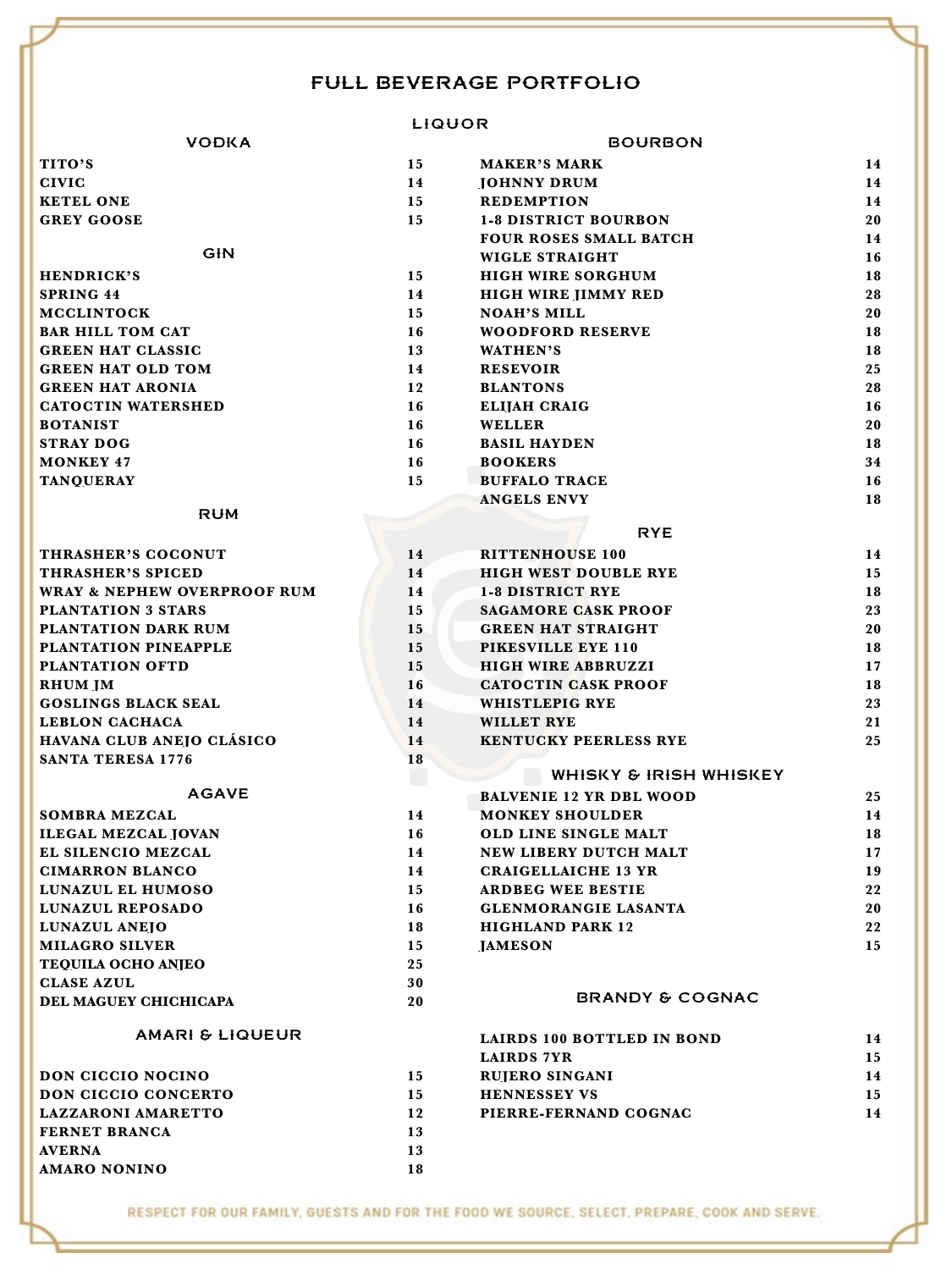# FULL BEVERAGE PORTFOLIO

## LIQUOR

### VODKA

| | |
|---|---|
| TITO'S | 15 |
| CIVIC | 14 |
| KETEL ONE | 15 |
| GREY GOOSE | 15 |

### GIN

| | |
|---|---|
| HENDRICK'S | 15 |
| SPRING 44 | 14 |
| MCCLINTOCK | 15 |
| BAR HILL TOM CAT | 16 |
| GREEN HAT CLASSIC | 13 |
| GREEN HAT OLD TOM | 14 |
| GREEN HAT ARONIA | 12 |
| CATOCTIN WATERSHED | 16 |
| BOTANIST | 16 |
| STRAY DOG | 16 |
| MONKEY 47 | 16 |
| TANQUERAY | 15 |

### RUM

| | |
|---|---|
| THRASHER'S COCONUT | 14 |
| THRASHER'S SPICED | 14 |
| WRAY & NEPHEW OVERPROOF RUM | 14 |
| PLANTATION 3 STARS | 15 |
| PLANTATION DARK RUM | 15 |
| PLANTATION PINEAPPLE | 15 |
| PLANTATION OFTD | 15 |
| RHUM JM | 16 |
| GOSLINGS BLACK SEAL | 14 |
| LEBLON CACHACA | 14 |
| HAVANA CLUB ANEJO CLÁSICO | 14 |
| SANTA TERESA 1776 | 18 |

### AGAVE

| | |
|---|---|
| SOMBRA MEZCAL | 14 |
| ILEGAL MEZCAL JOVAN | 16 |
| EL SILENCIO MEZCAL | 14 |
| CIMARRON BLANCO | 14 |
| LUNAZUL EL HUMOSO | 15 |
| LUNAZUL REPOSADO | 16 |
| LUNAZUL ANEJO | 18 |
| MILAGRO SILVER | 15 |
| TEQUILA OCHO ANJEO | 25 |
| CLASE AZUL | 30 |
| DEL MAGUEY CHICHICAPA | 20 |

### AMARI & LIQUEUR

| | |
|---|---|
| DON CICCIO NOCINO | 15 |
| DON CICCIO CONCERTO | 15 |
| LAZZARONI AMARETTO | 12 |
| FERNET BRANCA | 13 |
| AVERNA | 13 |
| AMARO NONINO | 18 |

### BOURBON

| | |
|---|---|
| MAKER'S MARK | 14 |
| JOHNNY DRUM | 14 |
| REDEMPTION | 14 |
| 1-8 DISTRICT BOURBON | 20 |
| FOUR ROSES SMALL BATCH | 14 |
| WIGLE STRAIGHT | 16 |
| HIGH WIRE SORGHUM | 18 |
| HIGH WIRE JIMMY RED | 28 |
| NOAH'S MILL | 20 |
| WOODFORD RESERVE | 18 |
| WATHEN'S | 18 |
| RESEVOIR | 25 |
| BLANTONS | 28 |
| ELIJAH CRAIG | 16 |
| WELLER | 20 |
| BASIL HAYDEN | 18 |
| BOOKERS | 34 |
| BUFFALO TRACE | 16 |
| ANGELS ENVY | 18 |

### RYE

| | |
|---|---|
| RITTENHOUSE 100 | 14 |
| HIGH WEST DOUBLE RYE | 15 |
| 1-8 DISTRICT RYE | 18 |
| SAGAMORE CASK PROOF | 23 |
| GREEN HAT STRAIGHT | 20 |
| PIKESVILLE EYE 110 | 18 |
| HIGH WIRE ABBRUZZI | 17 |
| CATOCTIN CASK PROOF | 18 |
| WHISTLEPIG RYE | 23 |
| WILLET RYE | 21 |
| KENTUCKY PEERLESS RYE | 25 |

### WHISKY & IRISH WHISKEY

| | |
|---|---|
| BALVENIE 12 YR DBL WOOD | 25 |
| MONKEY SHOULDER | 14 |
| OLD LINE SINGLE MALT | 18 |
| NEW LIBERY DUTCH MALT | 17 |
| CRAIGELLAICHE 13 YR | 19 |
| ARDBEG WEE BESTIE | 22 |
| GLENMORANGIE LASANTA | 20 |
| HIGHLAND PARK 12 | 22 |
| JAMESON | 15 |

### BRANDY & COGNAC

| | |
|---|---|
| LAIRDS 100 BOTTLED IN BOND | 14 |
| LAIRDS 7YR | 15 |
| RUJERO SINGANI | 14 |
| HENNESSEY VS | 15 |
| PIERRE-FERNAND COGNAC | 14 |

RESPECT FOR OUR FAMILY, GUESTS AND FOR THE FOOD WE SOURCE, SELECT, PREPARE, COOK AND SERVE.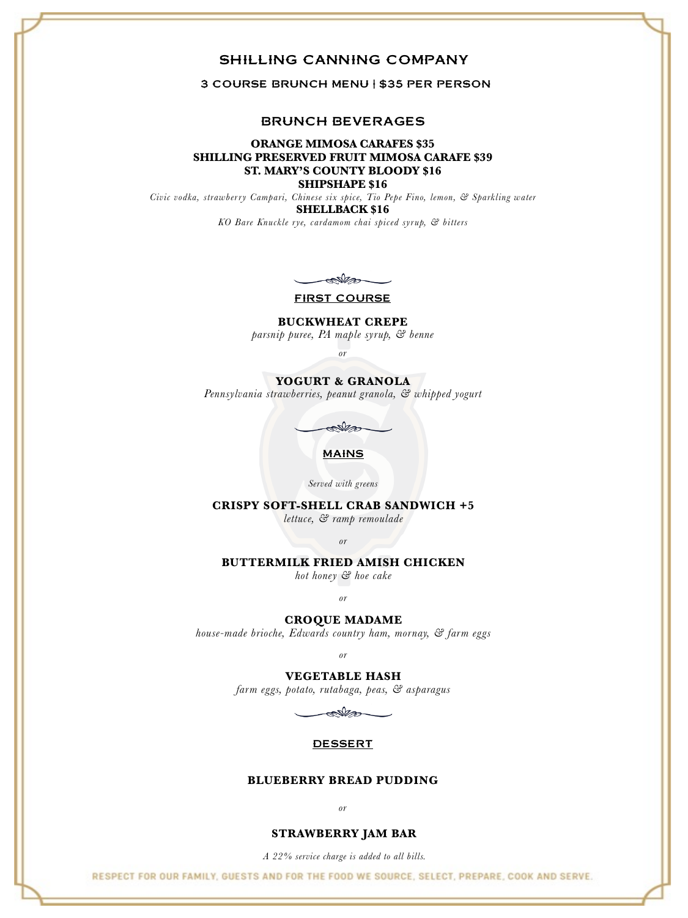# SHILLING CANNING COMPANY

## 3 COURSE BRUNCH MENU | $35 PER PERSON

## BRUNCH BEVERAGES

**ORANGE MIMOSA CARAFES $35**
**SHILLING PRESERVED FRUIT MIMOSA CARAFE $39**
**ST. MARY'S COUNTY BLOODY $16**
**SHIPSHAPE $16**
*Civic vodka, strawberry Campari, Chinese six spice, Tio Pepe Fino, lemon, & Sparkling water*
**SHELLBACK $16**
*KO Bare Knuckle rye, cardamom chai spiced syrup, & bitters*

## FIRST COURSE

**BUCKWHEAT CREPE**
*parsnip puree, PA maple syrup, & benne*

*or*

**YOGURT & GRANOLA**
*Pennsylvania strawberries, peanut granola, & whipped yogurt*

## MAINS

*Served with greens*

**CRISPY SOFT-SHELL CRAB SANDWICH +5**
*lettuce, & ramp remoulade*

*or*

**BUTTERMILK FRIED AMISH CHICKEN**
*hot honey & hoe cake*

*or*

**CROQUE MADAME**
*house-made brioche, Edwards country ham, mornay, & farm eggs*

*or*

**VEGETABLE HASH**
*farm eggs, potato, rutabaga, peas, & asparagus*

## DESSERT

**BLUEBERRY BREAD PUDDING**

*or*

**STRAWBERRY JAM BAR**

*A 22% service charge is added to all bills.*

RESPECT FOR OUR FAMILY, GUESTS AND FOR THE FOOD WE SOURCE, SELECT, PREPARE, COOK AND SERVE.